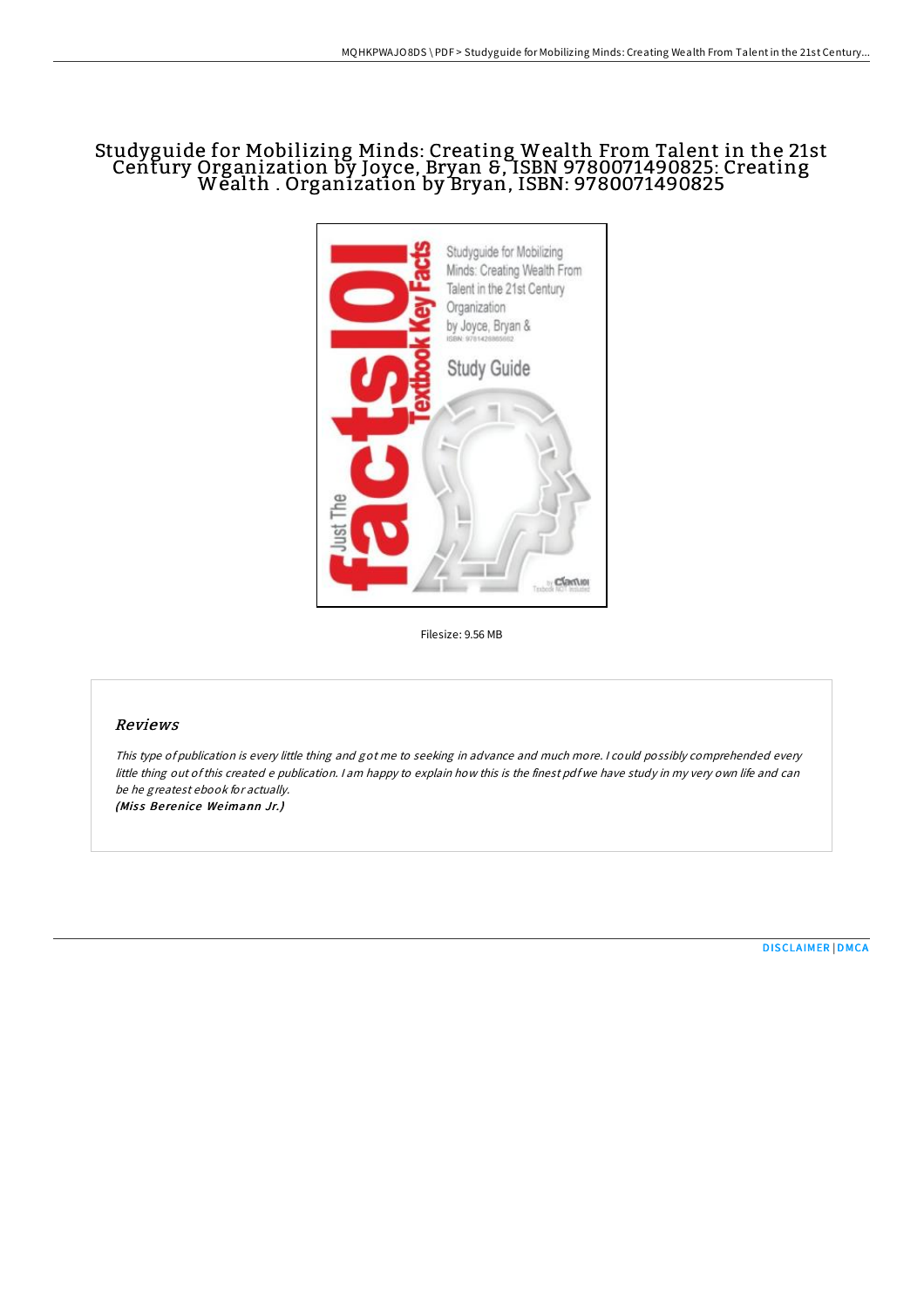# Studyguide for Mobilizing Minds: Creating Wealth From Talent in the 21st Century Organization by Joyce, Bryan &, ISBN 9780071490825: Creating Wealth . Organization by Bryan, ISBN: 9780071490825

Filesize: 9.56 MB

## *Reviews*

*This type of publication is every little thing and got me to seeking in advance and much more. I could possibly comprehended every little thing out of this created e publication. I am happy to explain how this is the finest pdf we have study in my very own life and can be he greatest ebook for actually.*
***(Miss Berenice Weimann Jr.)***

DISCLAIMER | DMCA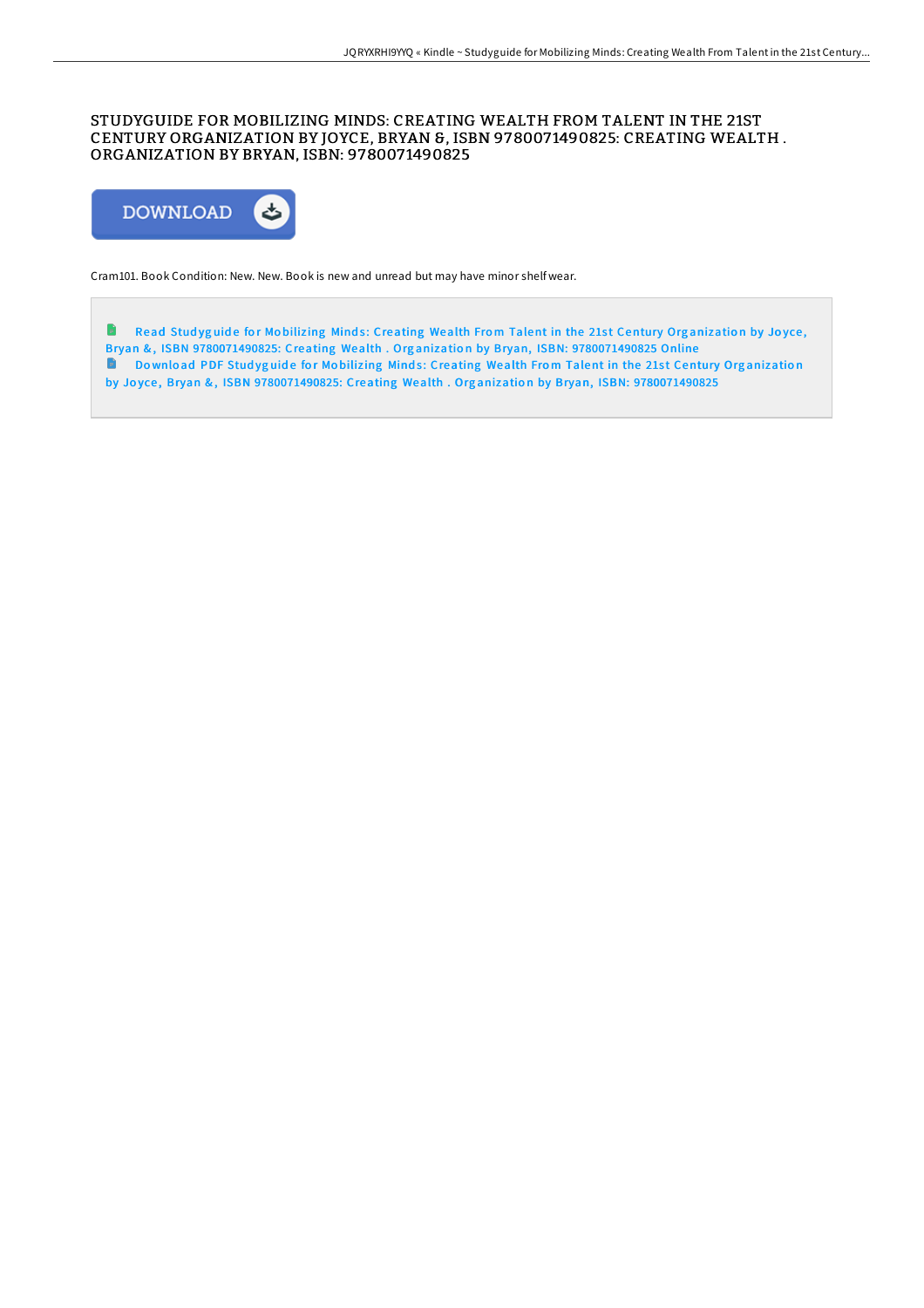# STUDYGUIDE FOR MOBILIZING MINDS: CREATING WEALTH FROM TALENT IN THE 21ST CENTURY ORGANIZATION BY JOYCE, BRYAN &, ISBN 9780071490825: CREATING WEALTH . ORGANIZATION BY BRYAN, ISBN: 9780071490825

DOWNLOAD

Cram101. Book Condition: New. New. Book is new and unread but may have minor shelf wear.

Read Studyguide for Mobilizing Minds: Creating Wealth From Talent in the 21st Century Organization by Joyce, Bryan &, ISBN 9780071490825: Creating Wealth . Organization by Bryan, ISBN: 9780071490825 Online

Download PDF Studyguide for Mobilizing Minds: Creating Wealth From Talent in the 21st Century Organization by Joyce, Bryan &, ISBN 9780071490825: Creating Wealth . Organization by Bryan, ISBN: 9780071490825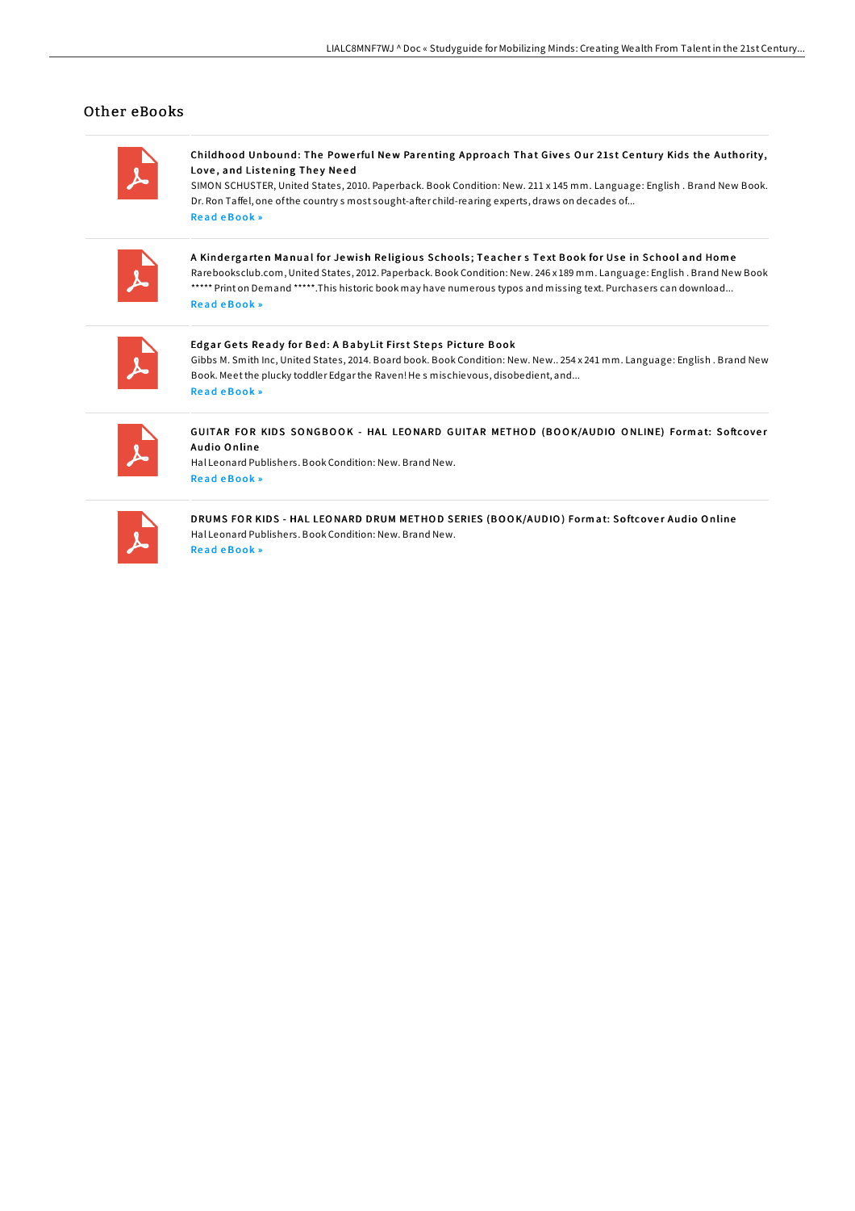## Other eBooks

**Childhood Unbound: The Powerful New Parenting Approach That Gives Our 21st Century Kids the Authority, Love, and Listening They Need**

SIMON SCHUSTER, United States, 2010. Paperback. Book Condition: New. 211 x 145 mm. Language: English . Brand New Book. Dr. Ron Taffel, one of the country s most sought-after child-rearing experts, draws on decades of...

Read eBook »

**A Kindergarten Manual for Jewish Religious Schools; Teacher s Text Book for Use in School and Home**

Rarebooksclub.com, United States, 2012. Paperback. Book Condition: New. 246 x 189 mm. Language: English . Brand New Book ***** Print on Demand *****.This historic book may have numerous typos and missing text. Purchasers can download...

Read eBook »

**Edgar Gets Ready for Bed: A BabyLit First Steps Picture Book**

Gibbs M. Smith Inc, United States, 2014. Board book. Book Condition: New. New.. 254 x 241 mm. Language: English . Brand New Book. Meet the plucky toddler Edgar the Raven! He s mischievous, disobedient, and...

Read eBook »

**GUITAR FOR KIDS SONGBOOK - HAL LEONARD GUITAR METHOD (BOOK/AUDIO ONLINE) Format: Softcover Audio Online**

Hal Leonard Publishers. Book Condition: New. Brand New.

Read eBook »

**DRUMS FOR KIDS - HAL LEONARD DRUM METHOD SERIES (BOOK/AUDIO) Format: Softcover Audio Online**

Hal Leonard Publishers. Book Condition: New. Brand New.

Read eBook »